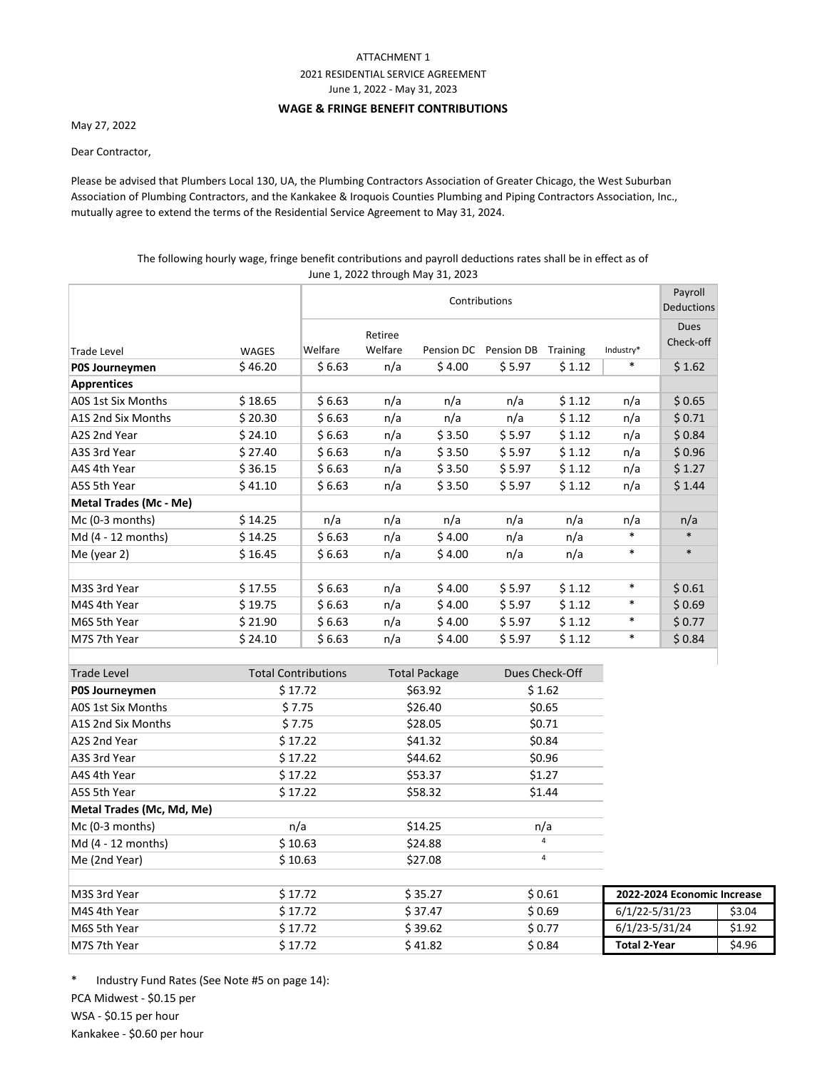ATTACHMENT 1

2021 RESIDENTIAL SERVICE AGREEMENT

June 1, 2022 - May 31, 2023

**WAGE & FRINGE BENEFIT CONTRIBUTIONS**

May 27, 2022

Dear Contractor,

Please be advised that Plumbers Local 130, UA, the Plumbing Contractors Association of Greater Chicago, the West Suburban Association of Plumbing Contractors, and the Kankakee & Iroquois Counties Plumbing and Piping Contractors Association, Inc., mutually agree to extend the terms of the Residential Service Agreement to May 31, 2024.

The following hourly wage, fringe benefit contributions and payroll deductions rates shall be in effect as of June 1, 2022 through May 31, 2023

| | | Contributions | | | | | | Payroll Deductions |
|---|---|---|---|---|---|---|---|---|
| Trade Level | WAGES | Welfare | Retiree Welfare | Pension DC | Pension DB | Training | Industry* | Dues Check-off |
| **P0S Journeymen** | $ 46.20 | $ 6.63 | n/a | $ 4.00 | $ 5.97 | $ 1.12 | * | $ 1.62 |
| **Apprentices** | | | | | | | | |
| A0S 1st Six Months | $ 18.65 | $ 6.63 | n/a | n/a | n/a | $ 1.12 | n/a | $ 0.65 |
| A1S 2nd Six Months | $ 20.30 | $ 6.63 | n/a | n/a | n/a | $ 1.12 | n/a | $ 0.71 |
| A2S 2nd Year | $ 24.10 | $ 6.63 | n/a | $ 3.50 | $ 5.97 | $ 1.12 | n/a | $ 0.84 |
| A3S 3rd Year | $ 27.40 | $ 6.63 | n/a | $ 3.50 | $ 5.97 | $ 1.12 | n/a | $ 0.96 |
| A4S 4th Year | $ 36.15 | $ 6.63 | n/a | $ 3.50 | $ 5.97 | $ 1.12 | n/a | $ 1.27 |
| A5S 5th Year | $ 41.10 | $ 6.63 | n/a | $ 3.50 | $ 5.97 | $ 1.12 | n/a | $ 1.44 |
| **Metal Trades (Mc - Me)** | | | | | | | | |
| Mc (0-3 months) | $ 14.25 | n/a | n/a | n/a | n/a | n/a | n/a | n/a |
| Md (4 - 12 months) | $ 14.25 | $ 6.63 | n/a | $ 4.00 | n/a | n/a | * | * |
| Me (year 2) | $ 16.45 | $ 6.63 | n/a | $ 4.00 | n/a | n/a | * | * |
| | | | | | | | | |
| M3S 3rd Year | $ 17.55 | $ 6.63 | n/a | $ 4.00 | $ 5.97 | $ 1.12 | * | $ 0.61 |
| M4S 4th Year | $ 19.75 | $ 6.63 | n/a | $ 4.00 | $ 5.97 | $ 1.12 | * | $ 0.69 |
| M6S 5th Year | $ 21.90 | $ 6.63 | n/a | $ 4.00 | $ 5.97 | $ 1.12 | * | $ 0.77 |
| M7S 7th Year | $ 24.10 | $ 6.63 | n/a | $ 4.00 | $ 5.97 | $ 1.12 | * | $ 0.84 |

| Trade Level | Total Contributions | Total Package | Dues Check-Off |
|---|---|---|---|
| **P0S Journeymen** | $ 17.72 | $63.92 | $ 1.62 |
| A0S 1st Six Months | $ 7.75 | $26.40 | $0.65 |
| A1S 2nd Six Months | $ 7.75 | $28.05 | $0.71 |
| A2S 2nd Year | $ 17.22 | $41.32 | $0.84 |
| A3S 3rd Year | $ 17.22 | $44.62 | $0.96 |
| A4S 4th Year | $ 17.22 | $53.37 | $1.27 |
| A5S 5th Year | $ 17.22 | $58.32 | $1.44 |
| **Metal Trades (Mc, Md, Me)** | | | |
| Mc (0-3 months) | n/a | $14.25 | n/a |
| Md (4 - 12 months) | $ 10.63 | $24.88 | 4 |
| Me (2nd Year) | $ 10.63 | $27.08 | 4 |
| | | | |
| M3S 3rd Year | $ 17.72 | $ 35.27 | $ 0.61 |
| M4S 4th Year | $ 17.72 | $ 37.47 | $ 0.69 |
| M6S 5th Year | $ 17.72 | $ 39.62 | $ 0.77 |
| M7S 7th Year | $ 17.72 | $ 41.82 | $ 0.84 |

| 2022-2024 Economic Increase | |
|---|---|
| 6/1/22-5/31/23 | $3.04 |
| 6/1/23-5/31/24 | $1.92 |
| **Total 2-Year** | $4.96 |

\* Industry Fund Rates (See Note #5 on page 14):

PCA Midwest - $0.15 per

WSA - $0.15 per hour

Kankakee - $0.60 per hour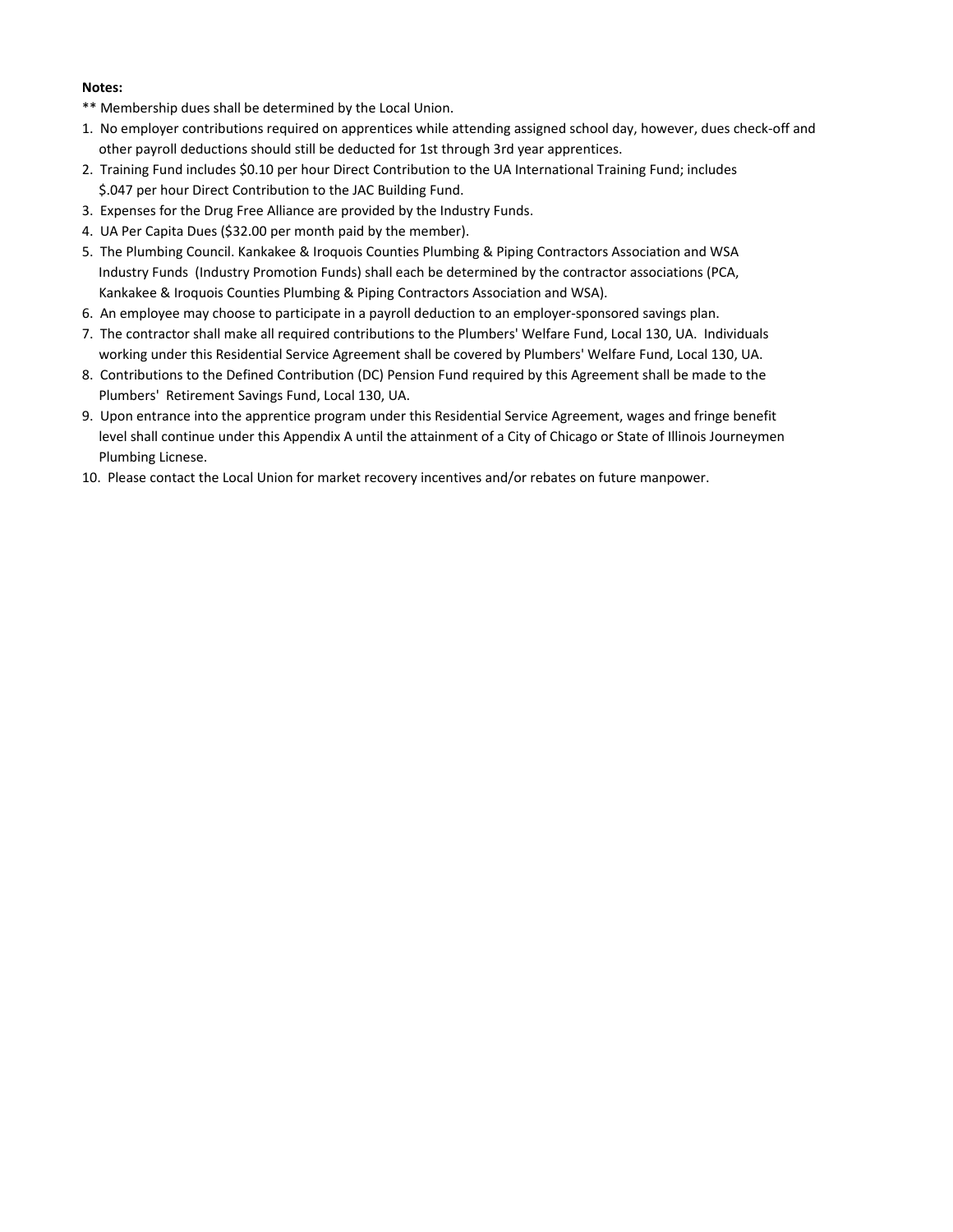**Notes:**

** Membership dues shall be determined by the Local Union.

1. No employer contributions required on apprentices while attending assigned school day, however, dues check-off and other payroll deductions should still be deducted for 1st through 3rd year apprentices.
2. Training Fund includes $0.10 per hour Direct Contribution to the UA International Training Fund; includes $.047 per hour Direct Contribution to the JAC Building Fund.
3. Expenses for the Drug Free Alliance are provided by the Industry Funds.
4. UA Per Capita Dues ($32.00 per month paid by the member).
5. The Plumbing Council. Kankakee & Iroquois Counties Plumbing & Piping Contractors Association and WSA Industry Funds (Industry Promotion Funds) shall each be determined by the contractor associations (PCA, Kankakee & Iroquois Counties Plumbing & Piping Contractors Association and WSA).
6. An employee may choose to participate in a payroll deduction to an employer-sponsored savings plan.
7. The contractor shall make all required contributions to the Plumbers' Welfare Fund, Local 130, UA. Individuals working under this Residential Service Agreement shall be covered by Plumbers' Welfare Fund, Local 130, UA.
8. Contributions to the Defined Contribution (DC) Pension Fund required by this Agreement shall be made to the Plumbers' Retirement Savings Fund, Local 130, UA.
9. Upon entrance into the apprentice program under this Residential Service Agreement, wages and fringe benefit level shall continue under this Appendix A until the attainment of a City of Chicago or State of Illinois Journeymen Plumbing Licnese.
10. Please contact the Local Union for market recovery incentives and/or rebates on future manpower.